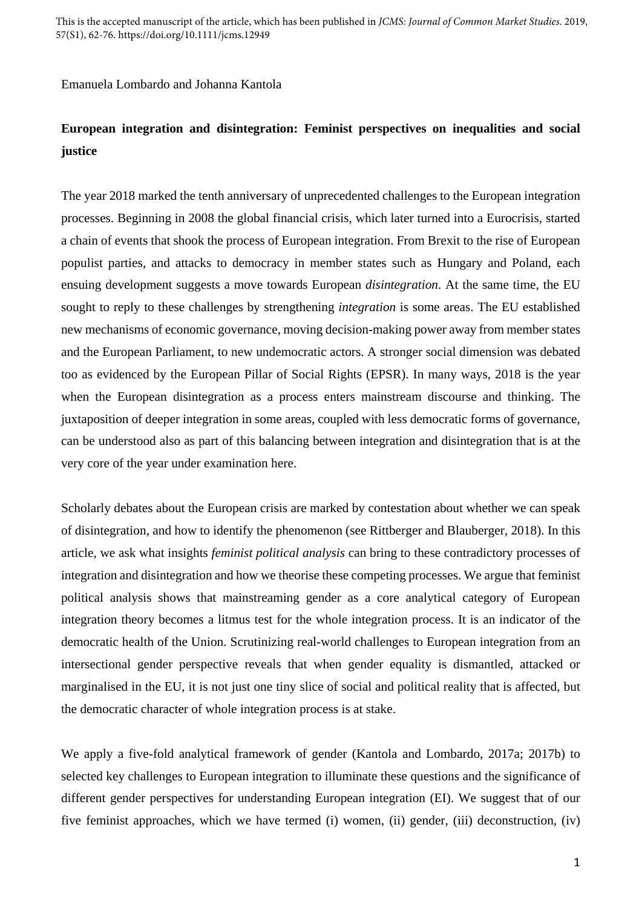This is the accepted manuscript of the article, which has been published in *JCMS: Journal of Common Market Studies*. 2019, 57(S1), 62-76. https://doi.org/10.1111/jcms.12949

Emanuela Lombardo and Johanna Kantola

# European integration and disintegration: Feminist perspectives on inequalities and social justice

The year 2018 marked the tenth anniversary of unprecedented challenges to the European integration processes. Beginning in 2008 the global financial crisis, which later turned into a Eurocrisis, started a chain of events that shook the process of European integration. From Brexit to the rise of European populist parties, and attacks to democracy in member states such as Hungary and Poland, each ensuing development suggests a move towards European *disintegration*. At the same time, the EU sought to reply to these challenges by strengthening *integration* is some areas. The EU established new mechanisms of economic governance, moving decision-making power away from member states and the European Parliament, to new undemocratic actors. A stronger social dimension was debated too as evidenced by the European Pillar of Social Rights (EPSR). In many ways, 2018 is the year when the European disintegration as a process enters mainstream discourse and thinking. The juxtaposition of deeper integration in some areas, coupled with less democratic forms of governance, can be understood also as part of this balancing between integration and disintegration that is at the very core of the year under examination here.

Scholarly debates about the European crisis are marked by contestation about whether we can speak of disintegration, and how to identify the phenomenon (see Rittberger and Blauberger, 2018). In this article, we ask what insights *feminist political analysis* can bring to these contradictory processes of integration and disintegration and how we theorise these competing processes. We argue that feminist political analysis shows that mainstreaming gender as a core analytical category of European integration theory becomes a litmus test for the whole integration process. It is an indicator of the democratic health of the Union. Scrutinizing real-world challenges to European integration from an intersectional gender perspective reveals that when gender equality is dismantled, attacked or marginalised in the EU, it is not just one tiny slice of social and political reality that is affected, but the democratic character of whole integration process is at stake.

We apply a five-fold analytical framework of gender (Kantola and Lombardo, 2017a; 2017b) to selected key challenges to European integration to illuminate these questions and the significance of different gender perspectives for understanding European integration (EI). We suggest that of our five feminist approaches, which we have termed (i) women, (ii) gender, (iii) deconstruction, (iv)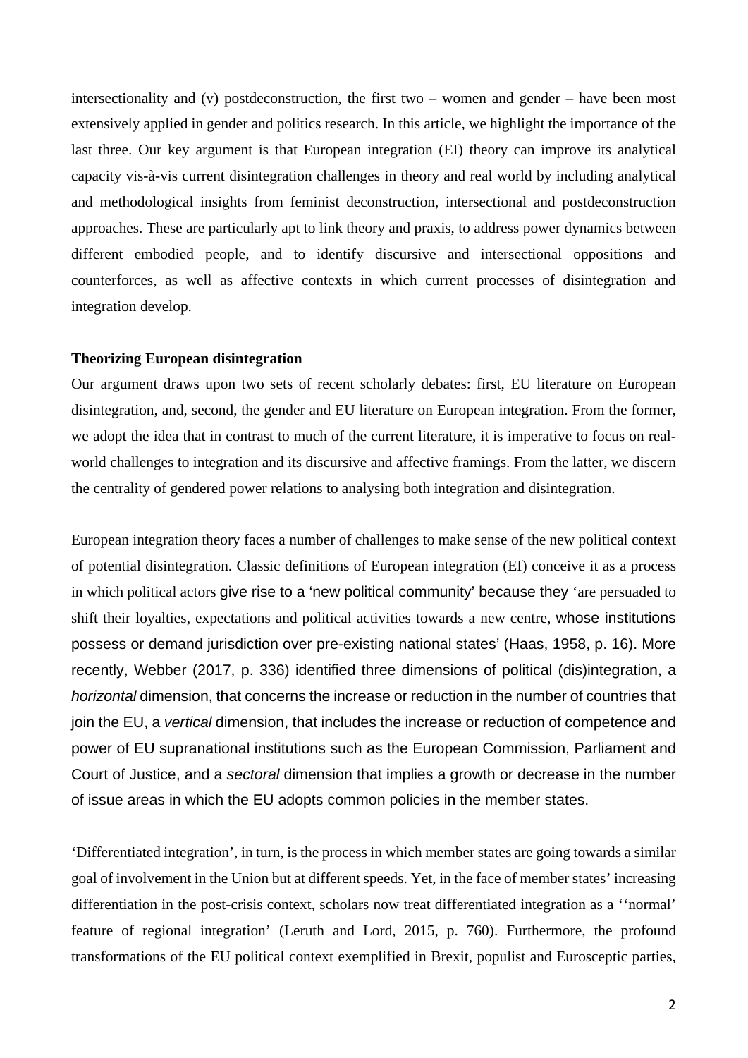intersectionality and (v) postdeconstruction, the first two – women and gender – have been most extensively applied in gender and politics research. In this article, we highlight the importance of the last three. Our key argument is that European integration (EI) theory can improve its analytical capacity vis-à-vis current disintegration challenges in theory and real world by including analytical and methodological insights from feminist deconstruction, intersectional and postdeconstruction approaches. These are particularly apt to link theory and praxis, to address power dynamics between different embodied people, and to identify discursive and intersectional oppositions and counterforces, as well as affective contexts in which current processes of disintegration and integration develop.

**Theorizing European disintegration**

Our argument draws upon two sets of recent scholarly debates: first, EU literature on European disintegration, and, second, the gender and EU literature on European integration. From the former, we adopt the idea that in contrast to much of the current literature, it is imperative to focus on real-world challenges to integration and its discursive and affective framings. From the latter, we discern the centrality of gendered power relations to analysing both integration and disintegration.

European integration theory faces a number of challenges to make sense of the new political context of potential disintegration. Classic definitions of European integration (EI) conceive it as a process in which political actors give rise to a 'new political community' because they 'are persuaded to shift their loyalties, expectations and political activities towards a new centre, whose institutions possess or demand jurisdiction over pre-existing national states' (Haas, 1958, p. 16). More recently, Webber (2017, p. 336) identified three dimensions of political (dis)integration, a *horizontal* dimension, that concerns the increase or reduction in the number of countries that join the EU, a *vertical* dimension, that includes the increase or reduction of competence and power of EU supranational institutions such as the European Commission, Parliament and Court of Justice, and a *sectoral* dimension that implies a growth or decrease in the number of issue areas in which the EU adopts common policies in the member states.

'Differentiated integration', in turn, is the process in which member states are going towards a similar goal of involvement in the Union but at different speeds. Yet, in the face of member states' increasing differentiation in the post-crisis context, scholars now treat differentiated integration as a ''normal' feature of regional integration' (Leruth and Lord, 2015, p. 760). Furthermore, the profound transformations of the EU political context exemplified in Brexit, populist and Eurosceptic parties,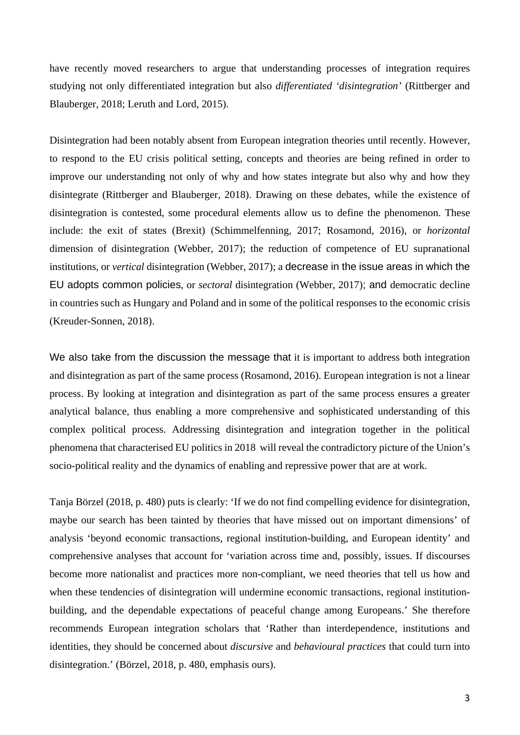have recently moved researchers to argue that understanding processes of integration requires studying not only differentiated integration but also *differentiated 'disintegration'* (Rittberger and Blauberger, 2018; Leruth and Lord, 2015).

Disintegration had been notably absent from European integration theories until recently. However, to respond to the EU crisis political setting, concepts and theories are being refined in order to improve our understanding not only of why and how states integrate but also why and how they disintegrate (Rittberger and Blauberger, 2018). Drawing on these debates, while the existence of disintegration is contested, some procedural elements allow us to define the phenomenon. These include: the exit of states (Brexit) (Schimmelfenning, 2017; Rosamond, 2016), or *horizontal* dimension of disintegration (Webber, 2017); the reduction of competence of EU supranational institutions, or *vertical* disintegration (Webber, 2017); a decrease in the issue areas in which the EU adopts common policies, or *sectoral* disintegration (Webber, 2017); and democratic decline in countries such as Hungary and Poland and in some of the political responses to the economic crisis (Kreuder-Sonnen, 2018).

We also take from the discussion the message that it is important to address both integration and disintegration as part of the same process (Rosamond, 2016). European integration is not a linear process. By looking at integration and disintegration as part of the same process ensures a greater analytical balance, thus enabling a more comprehensive and sophisticated understanding of this complex political process. Addressing disintegration and integration together in the political phenomena that characterised EU politics in 2018 will reveal the contradictory picture of the Union's socio-political reality and the dynamics of enabling and repressive power that are at work.

Tanja Börzel (2018, p. 480) puts is clearly: 'If we do not find compelling evidence for disintegration, maybe our search has been tainted by theories that have missed out on important dimensions' of analysis 'beyond economic transactions, regional institution-building, and European identity' and comprehensive analyses that account for 'variation across time and, possibly, issues. If discourses become more nationalist and practices more non-compliant, we need theories that tell us how and when these tendencies of disintegration will undermine economic transactions, regional institution-building, and the dependable expectations of peaceful change among Europeans.' She therefore recommends European integration scholars that 'Rather than interdependence, institutions and identities, they should be concerned about *discursive* and *behavioural practices* that could turn into disintegration.' (Börzel, 2018, p. 480, emphasis ours).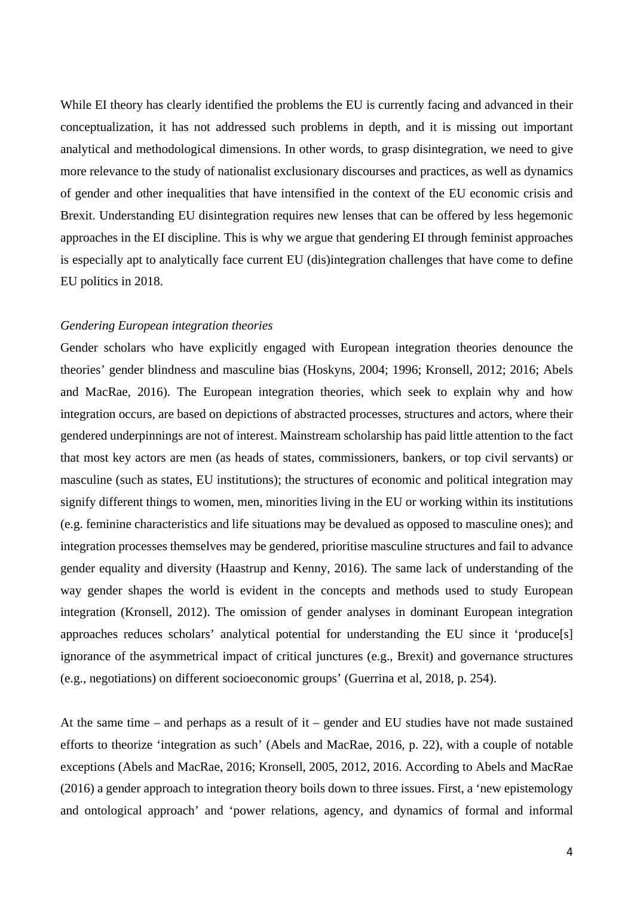While EI theory has clearly identified the problems the EU is currently facing and advanced in their conceptualization, it has not addressed such problems in depth, and it is missing out important analytical and methodological dimensions. In other words, to grasp disintegration, we need to give more relevance to the study of nationalist exclusionary discourses and practices, as well as dynamics of gender and other inequalities that have intensified in the context of the EU economic crisis and Brexit. Understanding EU disintegration requires new lenses that can be offered by less hegemonic approaches in the EI discipline. This is why we argue that gendering EI through feminist approaches is especially apt to analytically face current EU (dis)integration challenges that have come to define EU politics in 2018.

### *Gendering European integration theories*

Gender scholars who have explicitly engaged with European integration theories denounce the theories' gender blindness and masculine bias (Hoskyns, 2004; 1996; Kronsell, 2012; 2016; Abels and MacRae, 2016). The European integration theories, which seek to explain why and how integration occurs, are based on depictions of abstracted processes, structures and actors, where their gendered underpinnings are not of interest. Mainstream scholarship has paid little attention to the fact that most key actors are men (as heads of states, commissioners, bankers, or top civil servants) or masculine (such as states, EU institutions); the structures of economic and political integration may signify different things to women, men, minorities living in the EU or working within its institutions (e.g. feminine characteristics and life situations may be devalued as opposed to masculine ones); and integration processes themselves may be gendered, prioritise masculine structures and fail to advance gender equality and diversity (Haastrup and Kenny, 2016). The same lack of understanding of the way gender shapes the world is evident in the concepts and methods used to study European integration (Kronsell, 2012). The omission of gender analyses in dominant European integration approaches reduces scholars' analytical potential for understanding the EU since it 'produce[s] ignorance of the asymmetrical impact of critical junctures (e.g., Brexit) and governance structures (e.g., negotiations) on different socioeconomic groups' (Guerrina et al, 2018, p. 254).

At the same time – and perhaps as a result of it – gender and EU studies have not made sustained efforts to theorize 'integration as such' (Abels and MacRae, 2016, p. 22), with a couple of notable exceptions (Abels and MacRae, 2016; Kronsell, 2005, 2012, 2016. According to Abels and MacRae (2016) a gender approach to integration theory boils down to three issues. First, a 'new epistemology and ontological approach' and 'power relations, agency, and dynamics of formal and informal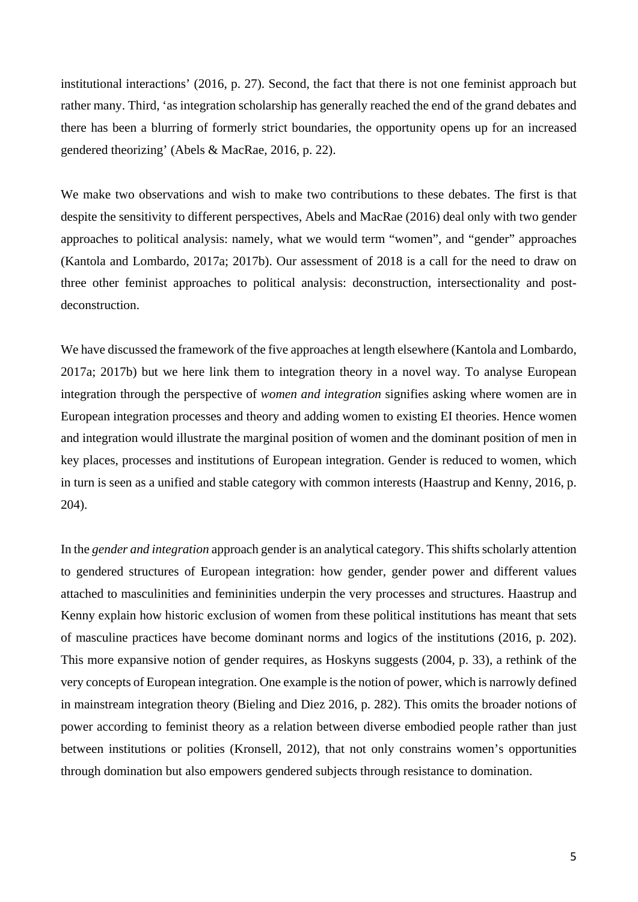institutional interactions' (2016, p. 27). Second, the fact that there is not one feminist approach but rather many. Third, 'as integration scholarship has generally reached the end of the grand debates and there has been a blurring of formerly strict boundaries, the opportunity opens up for an increased gendered theorizing' (Abels & MacRae, 2016, p. 22).

We make two observations and wish to make two contributions to these debates. The first is that despite the sensitivity to different perspectives, Abels and MacRae (2016) deal only with two gender approaches to political analysis: namely, what we would term "women", and "gender" approaches (Kantola and Lombardo, 2017a; 2017b). Our assessment of 2018 is a call for the need to draw on three other feminist approaches to political analysis: deconstruction, intersectionality and post-deconstruction.

We have discussed the framework of the five approaches at length elsewhere (Kantola and Lombardo, 2017a; 2017b) but we here link them to integration theory in a novel way. To analyse European integration through the perspective of *women and integration* signifies asking where women are in European integration processes and theory and adding women to existing EI theories. Hence women and integration would illustrate the marginal position of women and the dominant position of men in key places, processes and institutions of European integration. Gender is reduced to women, which in turn is seen as a unified and stable category with common interests (Haastrup and Kenny, 2016, p. 204).

In the *gender and integration* approach gender is an analytical category. This shifts scholarly attention to gendered structures of European integration: how gender, gender power and different values attached to masculinities and femininities underpin the very processes and structures. Haastrup and Kenny explain how historic exclusion of women from these political institutions has meant that sets of masculine practices have become dominant norms and logics of the institutions (2016, p. 202). This more expansive notion of gender requires, as Hoskyns suggests (2004, p. 33), a rethink of the very concepts of European integration. One example is the notion of power, which is narrowly defined in mainstream integration theory (Bieling and Diez 2016, p. 282). This omits the broader notions of power according to feminist theory as a relation between diverse embodied people rather than just between institutions or polities (Kronsell, 2012), that not only constrains women's opportunities through domination but also empowers gendered subjects through resistance to domination.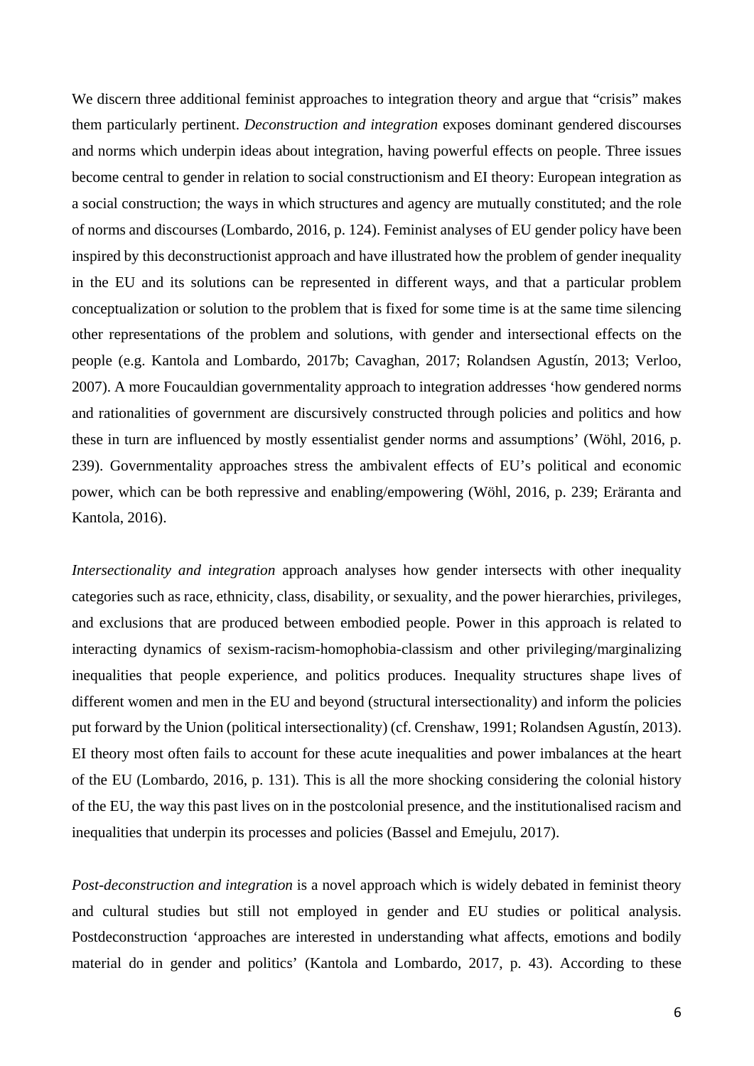We discern three additional feminist approaches to integration theory and argue that "crisis" makes them particularly pertinent. *Deconstruction and integration* exposes dominant gendered discourses and norms which underpin ideas about integration, having powerful effects on people. Three issues become central to gender in relation to social constructionism and EI theory: European integration as a social construction; the ways in which structures and agency are mutually constituted; and the role of norms and discourses (Lombardo, 2016, p. 124). Feminist analyses of EU gender policy have been inspired by this deconstructionist approach and have illustrated how the problem of gender inequality in the EU and its solutions can be represented in different ways, and that a particular problem conceptualization or solution to the problem that is fixed for some time is at the same time silencing other representations of the problem and solutions, with gender and intersectional effects on the people (e.g. Kantola and Lombardo, 2017b; Cavaghan, 2017; Rolandsen Agustín, 2013; Verloo, 2007). A more Foucauldian governmentality approach to integration addresses 'how gendered norms and rationalities of government are discursively constructed through policies and politics and how these in turn are influenced by mostly essentialist gender norms and assumptions' (Wöhl, 2016, p. 239). Governmentality approaches stress the ambivalent effects of EU's political and economic power, which can be both repressive and enabling/empowering (Wöhl, 2016, p. 239; Eräranta and Kantola, 2016).

*Intersectionality and integration* approach analyses how gender intersects with other inequality categories such as race, ethnicity, class, disability, or sexuality, and the power hierarchies, privileges, and exclusions that are produced between embodied people. Power in this approach is related to interacting dynamics of sexism-racism-homophobia-classism and other privileging/marginalizing inequalities that people experience, and politics produces. Inequality structures shape lives of different women and men in the EU and beyond (structural intersectionality) and inform the policies put forward by the Union (political intersectionality) (cf. Crenshaw, 1991; Rolandsen Agustín, 2013). EI theory most often fails to account for these acute inequalities and power imbalances at the heart of the EU (Lombardo, 2016, p. 131). This is all the more shocking considering the colonial history of the EU, the way this past lives on in the postcolonial presence, and the institutionalised racism and inequalities that underpin its processes and policies (Bassel and Emejulu, 2017).

*Post-deconstruction and integration* is a novel approach which is widely debated in feminist theory and cultural studies but still not employed in gender and EU studies or political analysis. Postdeconstruction 'approaches are interested in understanding what affects, emotions and bodily material do in gender and politics' (Kantola and Lombardo, 2017, p. 43). According to these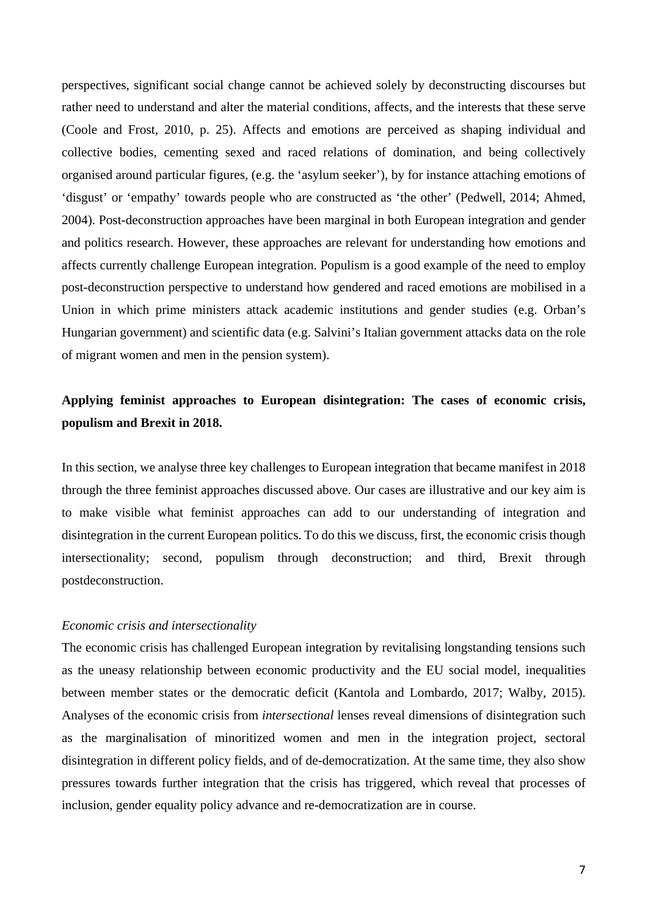perspectives, significant social change cannot be achieved solely by deconstructing discourses but rather need to understand and alter the material conditions, affects, and the interests that these serve (Coole and Frost, 2010, p. 25). Affects and emotions are perceived as shaping individual and collective bodies, cementing sexed and raced relations of domination, and being collectively organised around particular figures, (e.g. the 'asylum seeker'), by for instance attaching emotions of 'disgust' or 'empathy' towards people who are constructed as 'the other' (Pedwell, 2014; Ahmed, 2004). Post-deconstruction approaches have been marginal in both European integration and gender and politics research. However, these approaches are relevant for understanding how emotions and affects currently challenge European integration. Populism is a good example of the need to employ post-deconstruction perspective to understand how gendered and raced emotions are mobilised in a Union in which prime ministers attack academic institutions and gender studies (e.g. Orban's Hungarian government) and scientific data (e.g. Salvini's Italian government attacks data on the role of migrant women and men in the pension system).

## Applying feminist approaches to European disintegration: The cases of economic crisis, populism and Brexit in 2018.

In this section, we analyse three key challenges to European integration that became manifest in 2018 through the three feminist approaches discussed above. Our cases are illustrative and our key aim is to make visible what feminist approaches can add to our understanding of integration and disintegration in the current European politics. To do this we discuss, first, the economic crisis though intersectionality; second, populism through deconstruction; and third, Brexit through postdeconstruction.

### *Economic crisis and intersectionality*

The economic crisis has challenged European integration by revitalising longstanding tensions such as the uneasy relationship between economic productivity and the EU social model, inequalities between member states or the democratic deficit (Kantola and Lombardo, 2017; Walby, 2015). Analyses of the economic crisis from *intersectional* lenses reveal dimensions of disintegration such as the marginalisation of minoritized women and men in the integration project, sectoral disintegration in different policy fields, and of de-democratization. At the same time, they also show pressures towards further integration that the crisis has triggered, which reveal that processes of inclusion, gender equality policy advance and re-democratization are in course.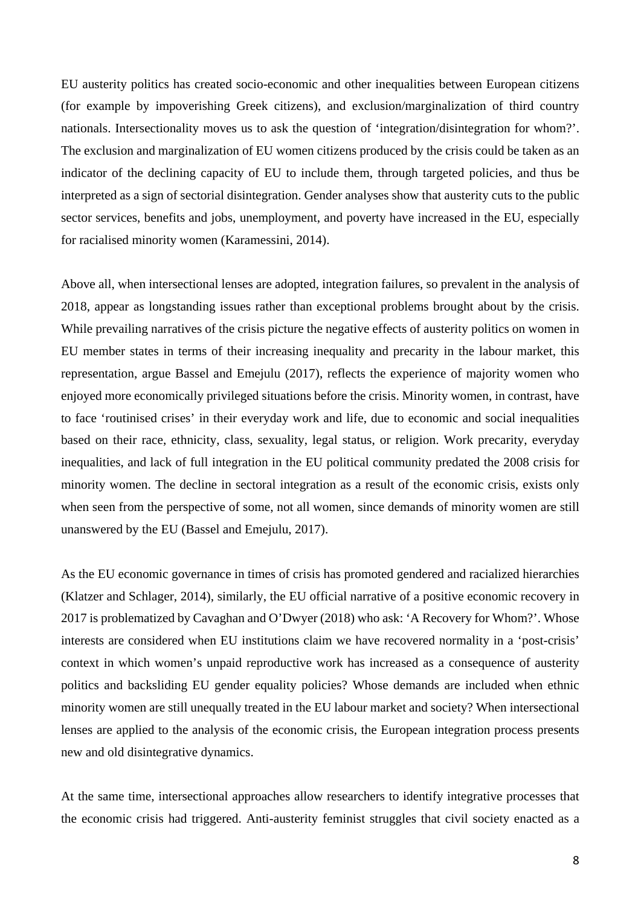EU austerity politics has created socio-economic and other inequalities between European citizens (for example by impoverishing Greek citizens), and exclusion/marginalization of third country nationals. Intersectionality moves us to ask the question of 'integration/disintegration for whom?'. The exclusion and marginalization of EU women citizens produced by the crisis could be taken as an indicator of the declining capacity of EU to include them, through targeted policies, and thus be interpreted as a sign of sectorial disintegration. Gender analyses show that austerity cuts to the public sector services, benefits and jobs, unemployment, and poverty have increased in the EU, especially for racialised minority women (Karamessini, 2014).

Above all, when intersectional lenses are adopted, integration failures, so prevalent in the analysis of 2018, appear as longstanding issues rather than exceptional problems brought about by the crisis. While prevailing narratives of the crisis picture the negative effects of austerity politics on women in EU member states in terms of their increasing inequality and precarity in the labour market, this representation, argue Bassel and Emejulu (2017), reflects the experience of majority women who enjoyed more economically privileged situations before the crisis. Minority women, in contrast, have to face 'routinised crises' in their everyday work and life, due to economic and social inequalities based on their race, ethnicity, class, sexuality, legal status, or religion. Work precarity, everyday inequalities, and lack of full integration in the EU political community predated the 2008 crisis for minority women. The decline in sectoral integration as a result of the economic crisis, exists only when seen from the perspective of some, not all women, since demands of minority women are still unanswered by the EU (Bassel and Emejulu, 2017).

As the EU economic governance in times of crisis has promoted gendered and racialized hierarchies (Klatzer and Schlager, 2014), similarly, the EU official narrative of a positive economic recovery in 2017 is problematized by Cavaghan and O'Dwyer (2018) who ask: 'A Recovery for Whom?'. Whose interests are considered when EU institutions claim we have recovered normality in a 'post-crisis' context in which women's unpaid reproductive work has increased as a consequence of austerity politics and backsliding EU gender equality policies? Whose demands are included when ethnic minority women are still unequally treated in the EU labour market and society? When intersectional lenses are applied to the analysis of the economic crisis, the European integration process presents new and old disintegrative dynamics.

At the same time, intersectional approaches allow researchers to identify integrative processes that the economic crisis had triggered. Anti-austerity feminist struggles that civil society enacted as a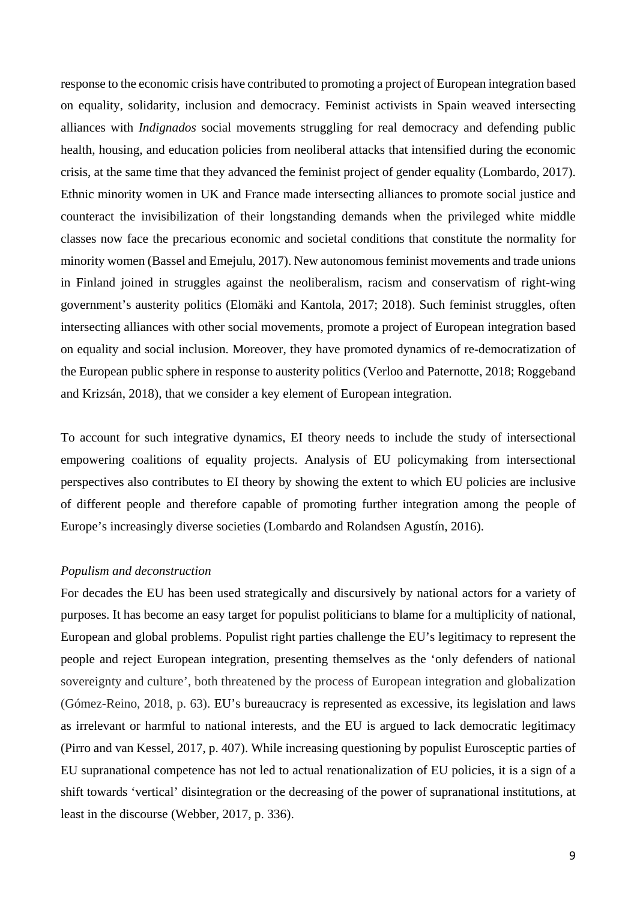response to the economic crisis have contributed to promoting a project of European integration based on equality, solidarity, inclusion and democracy. Feminist activists in Spain weaved intersecting alliances with *Indignados* social movements struggling for real democracy and defending public health, housing, and education policies from neoliberal attacks that intensified during the economic crisis, at the same time that they advanced the feminist project of gender equality (Lombardo, 2017). Ethnic minority women in UK and France made intersecting alliances to promote social justice and counteract the invisibilization of their longstanding demands when the privileged white middle classes now face the precarious economic and societal conditions that constitute the normality for minority women (Bassel and Emejulu, 2017). New autonomous feminist movements and trade unions in Finland joined in struggles against the neoliberalism, racism and conservatism of right-wing government's austerity politics (Elomäki and Kantola, 2017; 2018). Such feminist struggles, often intersecting alliances with other social movements, promote a project of European integration based on equality and social inclusion. Moreover, they have promoted dynamics of re-democratization of the European public sphere in response to austerity politics (Verloo and Paternotte, 2018; Roggeband and Krizsán, 2018), that we consider a key element of European integration.

To account for such integrative dynamics, EI theory needs to include the study of intersectional empowering coalitions of equality projects. Analysis of EU policymaking from intersectional perspectives also contributes to EI theory by showing the extent to which EU policies are inclusive of different people and therefore capable of promoting further integration among the people of Europe's increasingly diverse societies (Lombardo and Rolandsen Agustín, 2016).

*Populism and deconstruction*

For decades the EU has been used strategically and discursively by national actors for a variety of purposes. It has become an easy target for populist politicians to blame for a multiplicity of national, European and global problems. Populist right parties challenge the EU's legitimacy to represent the people and reject European integration, presenting themselves as the 'only defenders of national sovereignty and culture', both threatened by the process of European integration and globalization (Gómez-Reino, 2018, p. 63). EU's bureaucracy is represented as excessive, its legislation and laws as irrelevant or harmful to national interests, and the EU is argued to lack democratic legitimacy (Pirro and van Kessel, 2017, p. 407). While increasing questioning by populist Eurosceptic parties of EU supranational competence has not led to actual renationalization of EU policies, it is a sign of a shift towards 'vertical' disintegration or the decreasing of the power of supranational institutions, at least in the discourse (Webber, 2017, p. 336).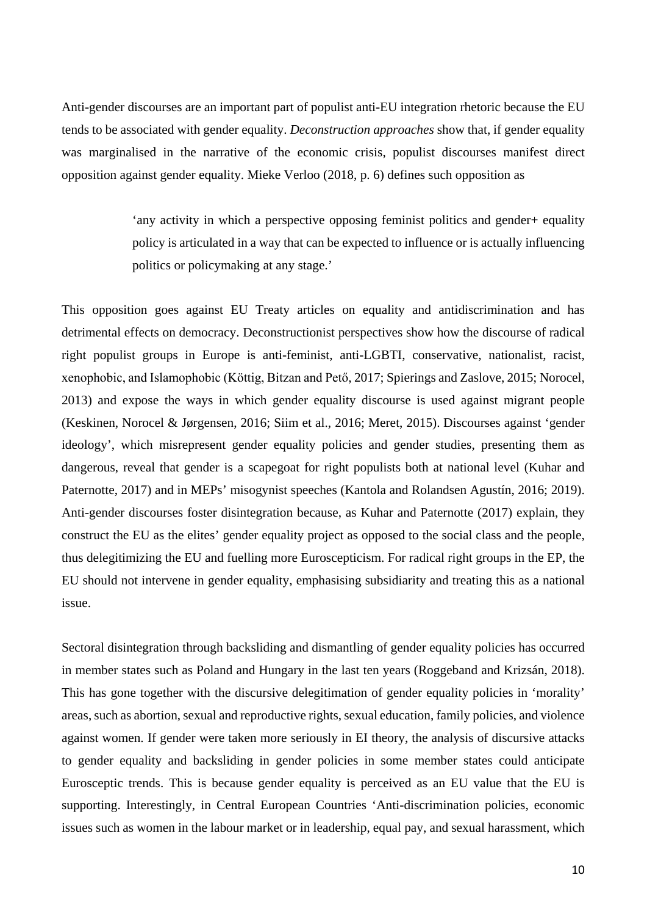Anti-gender discourses are an important part of populist anti-EU integration rhetoric because the EU tends to be associated with gender equality. *Deconstruction approaches* show that, if gender equality was marginalised in the narrative of the economic crisis, populist discourses manifest direct opposition against gender equality. Mieke Verloo (2018, p. 6) defines such opposition as

> 'any activity in which a perspective opposing feminist politics and gender+ equality policy is articulated in a way that can be expected to influence or is actually influencing politics or policymaking at any stage.'

This opposition goes against EU Treaty articles on equality and antidiscrimination and has detrimental effects on democracy. Deconstructionist perspectives show how the discourse of radical right populist groups in Europe is anti-feminist, anti-LGBTI, conservative, nationalist, racist, xenophobic, and Islamophobic (Köttig, Bitzan and Pető, 2017; Spierings and Zaslove, 2015; Norocel, 2013) and expose the ways in which gender equality discourse is used against migrant people (Keskinen, Norocel & Jørgensen, 2016; Siim et al., 2016; Meret, 2015). Discourses against 'gender ideology', which misrepresent gender equality policies and gender studies, presenting them as dangerous, reveal that gender is a scapegoat for right populists both at national level (Kuhar and Paternotte, 2017) and in MEPs' misogynist speeches (Kantola and Rolandsen Agustín, 2016; 2019). Anti-gender discourses foster disintegration because, as Kuhar and Paternotte (2017) explain, they construct the EU as the elites' gender equality project as opposed to the social class and the people, thus delegitimizing the EU and fuelling more Euroscepticism. For radical right groups in the EP, the EU should not intervene in gender equality, emphasising subsidiarity and treating this as a national issue.

Sectoral disintegration through backsliding and dismantling of gender equality policies has occurred in member states such as Poland and Hungary in the last ten years (Roggeband and Krizsán, 2018). This has gone together with the discursive delegitimation of gender equality policies in 'morality' areas, such as abortion, sexual and reproductive rights, sexual education, family policies, and violence against women. If gender were taken more seriously in EI theory, the analysis of discursive attacks to gender equality and backsliding in gender policies in some member states could anticipate Eurosceptic trends. This is because gender equality is perceived as an EU value that the EU is supporting. Interestingly, in Central European Countries 'Anti-discrimination policies, economic issues such as women in the labour market or in leadership, equal pay, and sexual harassment, which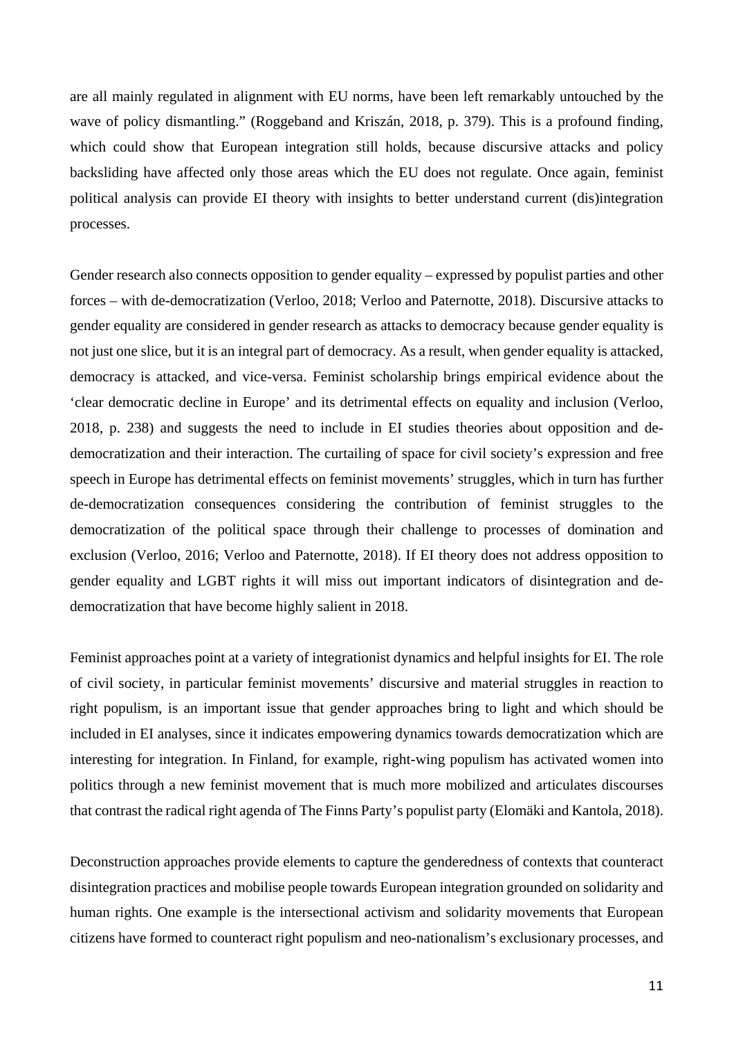are all mainly regulated in alignment with EU norms, have been left remarkably untouched by the wave of policy dismantling." (Roggeband and Kriszán, 2018, p. 379). This is a profound finding, which could show that European integration still holds, because discursive attacks and policy backsliding have affected only those areas which the EU does not regulate. Once again, feminist political analysis can provide EI theory with insights to better understand current (dis)integration processes.

Gender research also connects opposition to gender equality – expressed by populist parties and other forces – with de-democratization (Verloo, 2018; Verloo and Paternotte, 2018). Discursive attacks to gender equality are considered in gender research as attacks to democracy because gender equality is not just one slice, but it is an integral part of democracy. As a result, when gender equality is attacked, democracy is attacked, and vice-versa. Feminist scholarship brings empirical evidence about the 'clear democratic decline in Europe' and its detrimental effects on equality and inclusion (Verloo, 2018, p. 238) and suggests the need to include in EI studies theories about opposition and de-democratization and their interaction. The curtailing of space for civil society's expression and free speech in Europe has detrimental effects on feminist movements' struggles, which in turn has further de-democratization consequences considering the contribution of feminist struggles to the democratization of the political space through their challenge to processes of domination and exclusion (Verloo, 2016; Verloo and Paternotte, 2018). If EI theory does not address opposition to gender equality and LGBT rights it will miss out important indicators of disintegration and de-democratization that have become highly salient in 2018.

Feminist approaches point at a variety of integrationist dynamics and helpful insights for EI. The role of civil society, in particular feminist movements' discursive and material struggles in reaction to right populism, is an important issue that gender approaches bring to light and which should be included in EI analyses, since it indicates empowering dynamics towards democratization which are interesting for integration. In Finland, for example, right-wing populism has activated women into politics through a new feminist movement that is much more mobilized and articulates discourses that contrast the radical right agenda of The Finns Party's populist party (Elomäki and Kantola, 2018).

Deconstruction approaches provide elements to capture the genderedness of contexts that counteract disintegration practices and mobilise people towards European integration grounded on solidarity and human rights. One example is the intersectional activism and solidarity movements that European citizens have formed to counteract right populism and neo-nationalism's exclusionary processes, and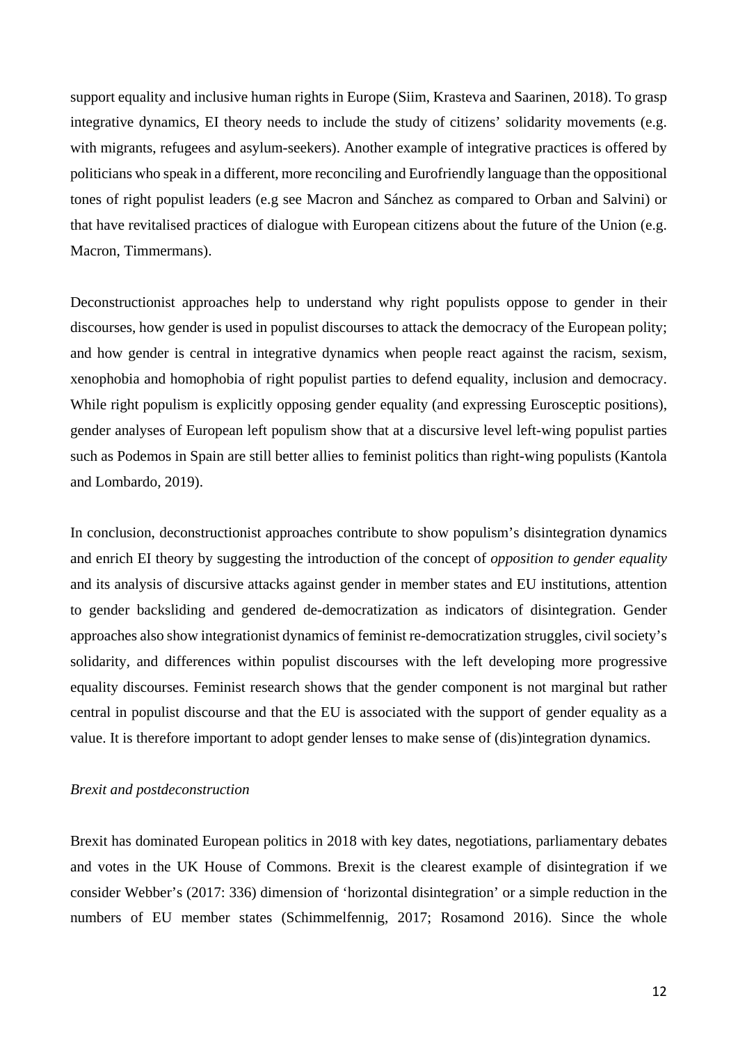support equality and inclusive human rights in Europe (Siim, Krasteva and Saarinen, 2018). To grasp integrative dynamics, EI theory needs to include the study of citizens' solidarity movements (e.g. with migrants, refugees and asylum-seekers). Another example of integrative practices is offered by politicians who speak in a different, more reconciling and Eurofriendly language than the oppositional tones of right populist leaders (e.g see Macron and Sánchez as compared to Orban and Salvini) or that have revitalised practices of dialogue with European citizens about the future of the Union (e.g. Macron, Timmermans).

Deconstructionist approaches help to understand why right populists oppose to gender in their discourses, how gender is used in populist discourses to attack the democracy of the European polity; and how gender is central in integrative dynamics when people react against the racism, sexism, xenophobia and homophobia of right populist parties to defend equality, inclusion and democracy. While right populism is explicitly opposing gender equality (and expressing Eurosceptic positions), gender analyses of European left populism show that at a discursive level left-wing populist parties such as Podemos in Spain are still better allies to feminist politics than right-wing populists (Kantola and Lombardo, 2019).

In conclusion, deconstructionist approaches contribute to show populism's disintegration dynamics and enrich EI theory by suggesting the introduction of the concept of *opposition to gender equality* and its analysis of discursive attacks against gender in member states and EU institutions, attention to gender backsliding and gendered de-democratization as indicators of disintegration. Gender approaches also show integrationist dynamics of feminist re-democratization struggles, civil society's solidarity, and differences within populist discourses with the left developing more progressive equality discourses. Feminist research shows that the gender component is not marginal but rather central in populist discourse and that the EU is associated with the support of gender equality as a value. It is therefore important to adopt gender lenses to make sense of (dis)integration dynamics.

*Brexit and postdeconstruction*

Brexit has dominated European politics in 2018 with key dates, negotiations, parliamentary debates and votes in the UK House of Commons. Brexit is the clearest example of disintegration if we consider Webber's (2017: 336) dimension of 'horizontal disintegration' or a simple reduction in the numbers of EU member states (Schimmelfennig, 2017; Rosamond 2016). Since the whole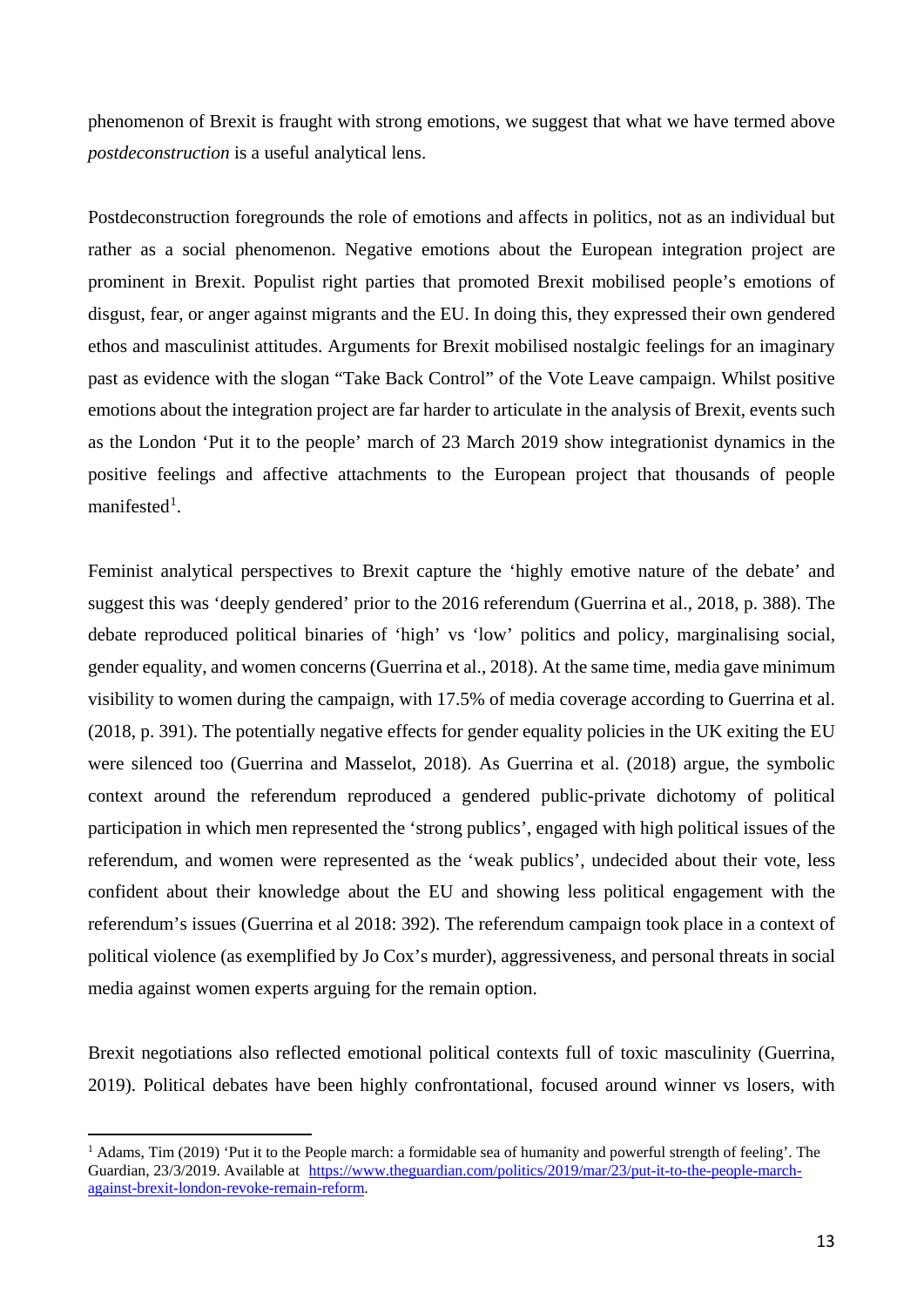phenomenon of Brexit is fraught with strong emotions, we suggest that what we have termed above *postdeconstruction* is a useful analytical lens.

Postdeconstruction foregrounds the role of emotions and affects in politics, not as an individual but rather as a social phenomenon. Negative emotions about the European integration project are prominent in Brexit. Populist right parties that promoted Brexit mobilised people's emotions of disgust, fear, or anger against migrants and the EU. In doing this, they expressed their own gendered ethos and masculinist attitudes. Arguments for Brexit mobilised nostalgic feelings for an imaginary past as evidence with the slogan "Take Back Control" of the Vote Leave campaign. Whilst positive emotions about the integration project are far harder to articulate in the analysis of Brexit, events such as the London 'Put it to the people' march of 23 March 2019 show integrationist dynamics in the positive feelings and affective attachments to the European project that thousands of people manifested[1].

Feminist analytical perspectives to Brexit capture the 'highly emotive nature of the debate' and suggest this was 'deeply gendered' prior to the 2016 referendum (Guerrina et al., 2018, p. 388). The debate reproduced political binaries of 'high' vs 'low' politics and policy, marginalising social, gender equality, and women concerns (Guerrina et al., 2018). At the same time, media gave minimum visibility to women during the campaign, with 17.5% of media coverage according to Guerrina et al. (2018, p. 391). The potentially negative effects for gender equality policies in the UK exiting the EU were silenced too (Guerrina and Masselot, 2018). As Guerrina et al. (2018) argue, the symbolic context around the referendum reproduced a gendered public-private dichotomy of political participation in which men represented the 'strong publics', engaged with high political issues of the referendum, and women were represented as the 'weak publics', undecided about their vote, less confident about their knowledge about the EU and showing less political engagement with the referendum's issues (Guerrina et al 2018: 392). The referendum campaign took place in a context of political violence (as exemplified by Jo Cox's murder), aggressiveness, and personal threats in social media against women experts arguing for the remain option.

Brexit negotiations also reflected emotional political contexts full of toxic masculinity (Guerrina, 2019). Political debates have been highly confrontational, focused around winner vs losers, with

---

[1] Adams, Tim (2019) 'Put it to the People march: a formidable sea of humanity and powerful strength of feeling'. The Guardian, 23/3/2019. Available at https://www.theguardian.com/politics/2019/mar/23/put-it-to-the-people-march-against-brexit-london-revoke-remain-reform.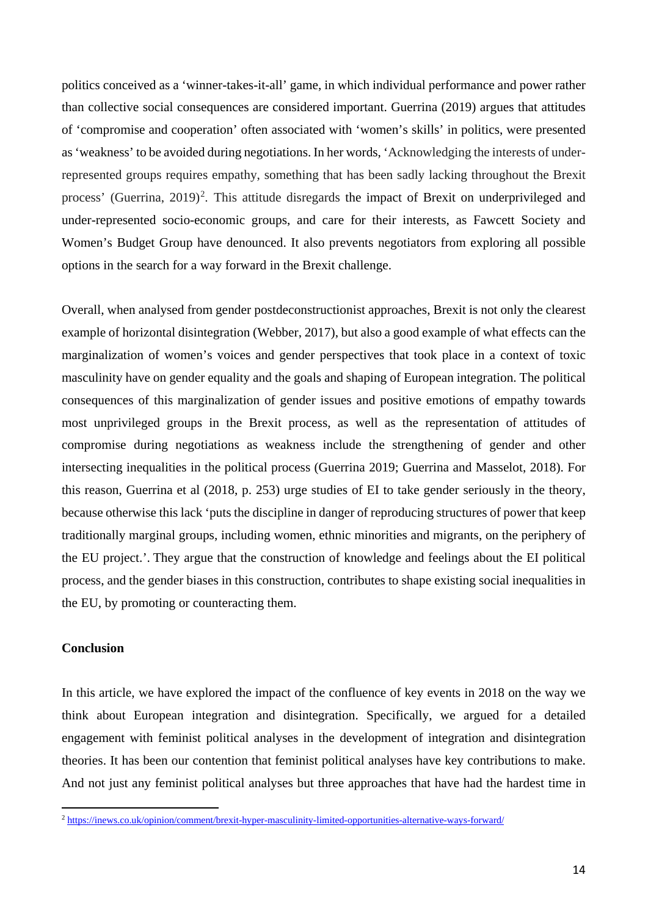politics conceived as a 'winner-takes-it-all' game, in which individual performance and power rather than collective social consequences are considered important. Guerrina (2019) argues that attitudes of 'compromise and cooperation' often associated with 'women's skills' in politics, were presented as 'weakness' to be avoided during negotiations. In her words, 'Acknowledging the interests of under-represented groups requires empathy, something that has been sadly lacking throughout the Brexit process' (Guerrina, 2019)[2]. This attitude disregards the impact of Brexit on underprivileged and under-represented socio-economic groups, and care for their interests, as Fawcett Society and Women's Budget Group have denounced. It also prevents negotiators from exploring all possible options in the search for a way forward in the Brexit challenge.

Overall, when analysed from gender postdeconstructionist approaches, Brexit is not only the clearest example of horizontal disintegration (Webber, 2017), but also a good example of what effects can the marginalization of women's voices and gender perspectives that took place in a context of toxic masculinity have on gender equality and the goals and shaping of European integration. The political consequences of this marginalization of gender issues and positive emotions of empathy towards most unprivileged groups in the Brexit process, as well as the representation of attitudes of compromise during negotiations as weakness include the strengthening of gender and other intersecting inequalities in the political process (Guerrina 2019; Guerrina and Masselot, 2018). For this reason, Guerrina et al (2018, p. 253) urge studies of EI to take gender seriously in the theory, because otherwise this lack 'puts the discipline in danger of reproducing structures of power that keep traditionally marginal groups, including women, ethnic minorities and migrants, on the periphery of the EU project.'. They argue that the construction of knowledge and feelings about the EI political process, and the gender biases in this construction, contributes to shape existing social inequalities in the EU, by promoting or counteracting them.

## Conclusion

In this article, we have explored the impact of the confluence of key events in 2018 on the way we think about European integration and disintegration. Specifically, we argued for a detailed engagement with feminist political analyses in the development of integration and disintegration theories. It has been our contention that feminist political analyses have key contributions to make. And not just any feminist political analyses but three approaches that have had the hardest time in

[2] https://inews.co.uk/opinion/comment/brexit-hyper-masculinity-limited-opportunities-alternative-ways-forward/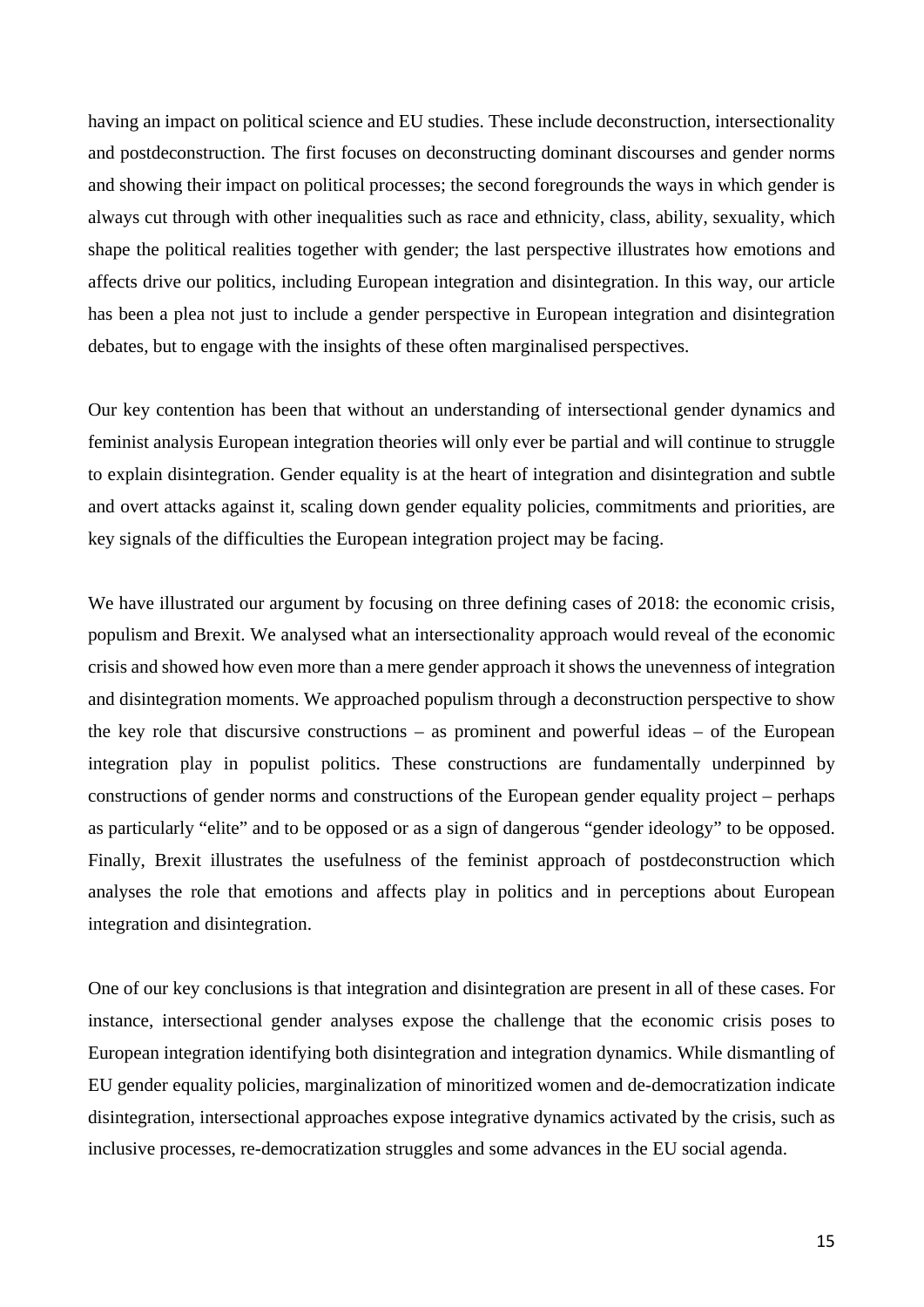having an impact on political science and EU studies. These include deconstruction, intersectionality and postdeconstruction. The first focuses on deconstructing dominant discourses and gender norms and showing their impact on political processes; the second foregrounds the ways in which gender is always cut through with other inequalities such as race and ethnicity, class, ability, sexuality, which shape the political realities together with gender; the last perspective illustrates how emotions and affects drive our politics, including European integration and disintegration. In this way, our article has been a plea not just to include a gender perspective in European integration and disintegration debates, but to engage with the insights of these often marginalised perspectives.

Our key contention has been that without an understanding of intersectional gender dynamics and feminist analysis European integration theories will only ever be partial and will continue to struggle to explain disintegration. Gender equality is at the heart of integration and disintegration and subtle and overt attacks against it, scaling down gender equality policies, commitments and priorities, are key signals of the difficulties the European integration project may be facing.

We have illustrated our argument by focusing on three defining cases of 2018: the economic crisis, populism and Brexit. We analysed what an intersectionality approach would reveal of the economic crisis and showed how even more than a mere gender approach it shows the unevenness of integration and disintegration moments. We approached populism through a deconstruction perspective to show the key role that discursive constructions – as prominent and powerful ideas – of the European integration play in populist politics. These constructions are fundamentally underpinned by constructions of gender norms and constructions of the European gender equality project – perhaps as particularly "elite" and to be opposed or as a sign of dangerous "gender ideology" to be opposed. Finally, Brexit illustrates the usefulness of the feminist approach of postdeconstruction which analyses the role that emotions and affects play in politics and in perceptions about European integration and disintegration.

One of our key conclusions is that integration and disintegration are present in all of these cases. For instance, intersectional gender analyses expose the challenge that the economic crisis poses to European integration identifying both disintegration and integration dynamics. While dismantling of EU gender equality policies, marginalization of minoritized women and de-democratization indicate disintegration, intersectional approaches expose integrative dynamics activated by the crisis, such as inclusive processes, re-democratization struggles and some advances in the EU social agenda.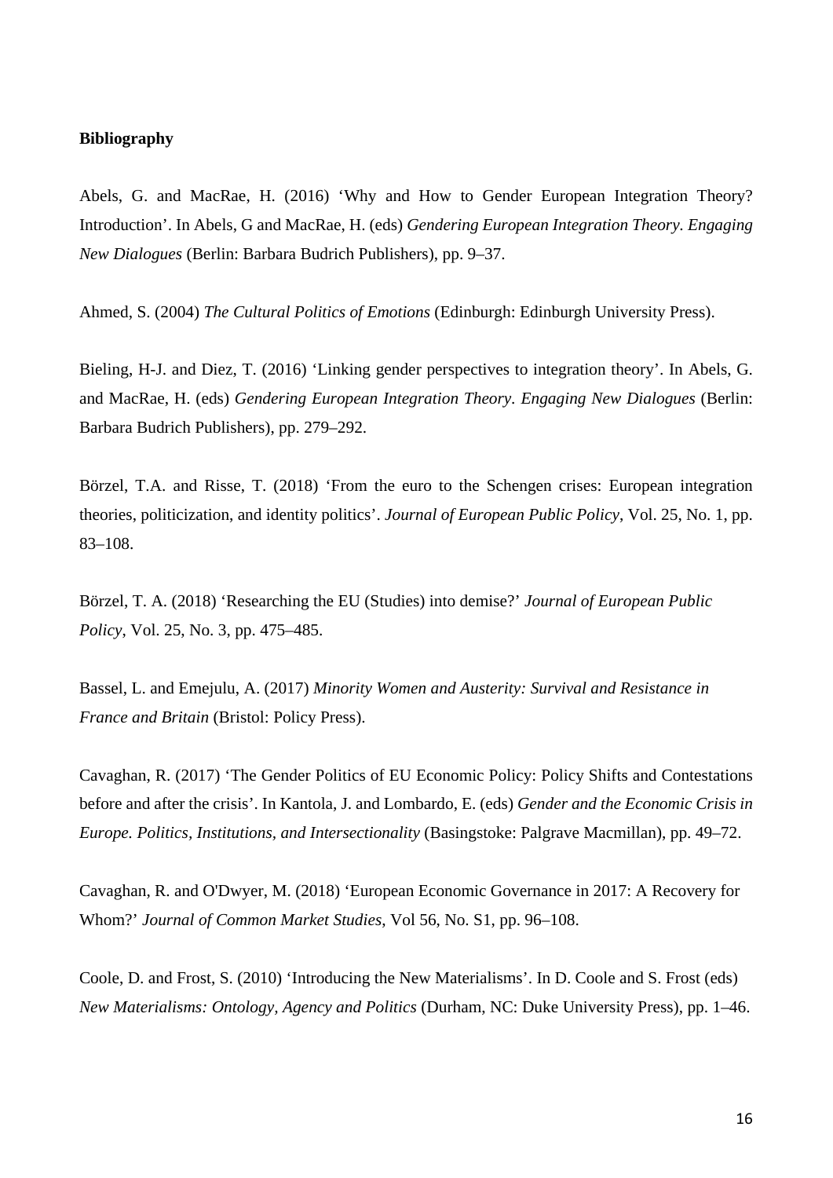**Bibliography**

Abels, G. and MacRae, H. (2016) 'Why and How to Gender European Integration Theory? Introduction'. In Abels, G and MacRae, H. (eds) *Gendering European Integration Theory. Engaging New Dialogues* (Berlin: Barbara Budrich Publishers), pp. 9–37.

Ahmed, S. (2004) *The Cultural Politics of Emotions* (Edinburgh: Edinburgh University Press).

Bieling, H-J. and Diez, T. (2016) 'Linking gender perspectives to integration theory'. In Abels, G. and MacRae, H. (eds) *Gendering European Integration Theory. Engaging New Dialogues* (Berlin: Barbara Budrich Publishers), pp. 279–292.

Börzel, T.A. and Risse, T. (2018) 'From the euro to the Schengen crises: European integration theories, politicization, and identity politics'. *Journal of European Public Policy*, Vol. 25, No. 1, pp. 83–108.

Börzel, T. A. (2018) 'Researching the EU (Studies) into demise?' *Journal of European Public Policy*, Vol. 25, No. 3, pp. 475–485.

Bassel, L. and Emejulu, A. (2017) *Minority Women and Austerity: Survival and Resistance in France and Britain* (Bristol: Policy Press).

Cavaghan, R. (2017) 'The Gender Politics of EU Economic Policy: Policy Shifts and Contestations before and after the crisis'. In Kantola, J. and Lombardo, E. (eds) *Gender and the Economic Crisis in Europe. Politics, Institutions, and Intersectionality* (Basingstoke: Palgrave Macmillan), pp. 49–72.

Cavaghan, R. and O'Dwyer, M. (2018) 'European Economic Governance in 2017: A Recovery for Whom?' *Journal of Common Market Studies*, Vol 56, No. S1, pp. 96–108.

Coole, D. and Frost, S. (2010) 'Introducing the New Materialisms'. In D. Coole and S. Frost (eds) *New Materialisms: Ontology, Agency and Politics* (Durham, NC: Duke University Press), pp. 1–46.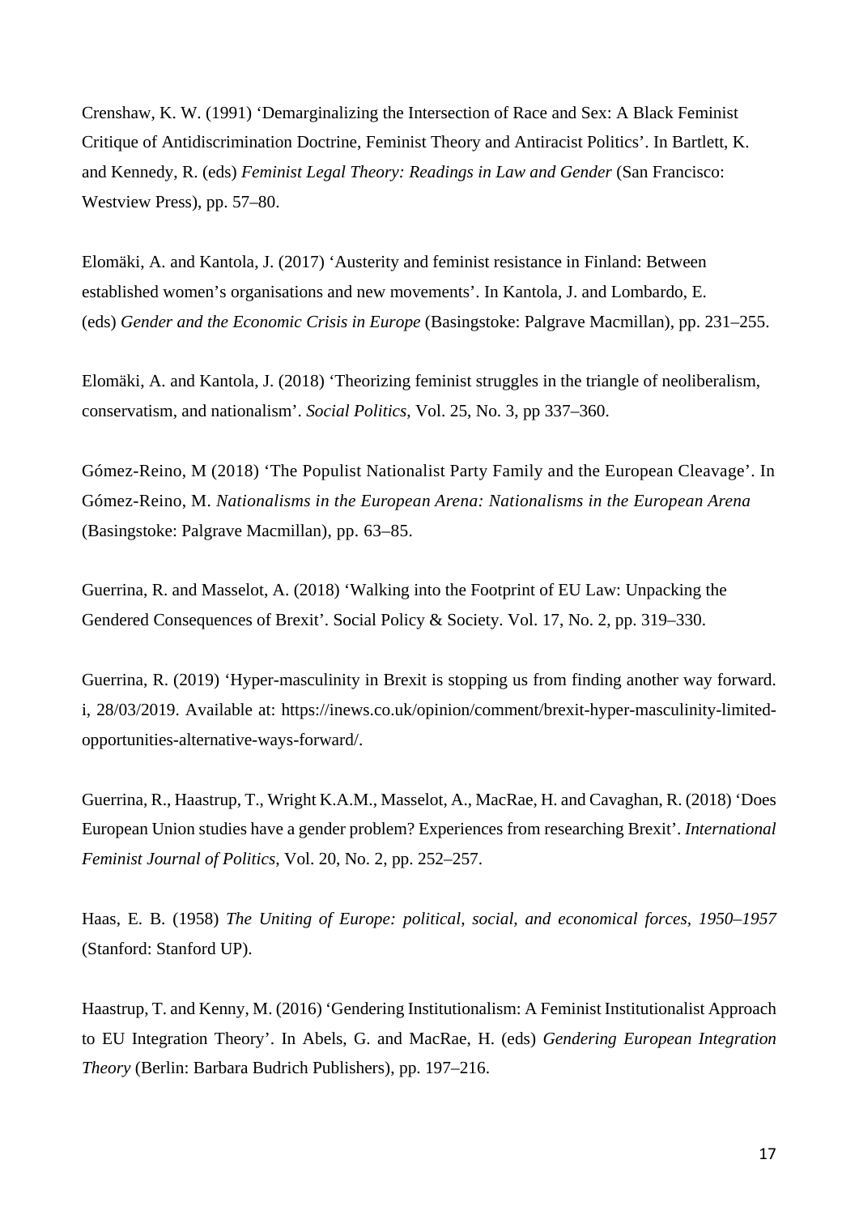Crenshaw, K. W. (1991) ‘Demarginalizing the Intersection of Race and Sex: A Black Feminist Critique of Antidiscrimination Doctrine, Feminist Theory and Antiracist Politics’. In Bartlett, K. and Kennedy, R. (eds) *Feminist Legal Theory: Readings in Law and Gender* (San Francisco: Westview Press), pp. 57–80.

Elomäki, A. and Kantola, J. (2017) ‘Austerity and feminist resistance in Finland: Between established women’s organisations and new movements’. In Kantola, J. and Lombardo, E. (eds) *Gender and the Economic Crisis in Europe* (Basingstoke: Palgrave Macmillan), pp. 231–255.

Elomäki, A. and Kantola, J. (2018) ‘Theorizing feminist struggles in the triangle of neoliberalism, conservatism, and nationalism’. *Social Politics*, Vol. 25, No. 3, pp 337–360.

Gómez-Reino, M (2018) ‘The Populist Nationalist Party Family and the European Cleavage’. In Gómez-Reino, M. *Nationalisms in the European Arena: Nationalisms in the European Arena* (Basingstoke: Palgrave Macmillan), pp. 63–85.

Guerrina, R. and Masselot, A. (2018) ‘Walking into the Footprint of EU Law: Unpacking the Gendered Consequences of Brexit’. Social Policy & Society. Vol. 17, No. 2, pp. 319–330.

Guerrina, R. (2019) ‘Hyper-masculinity in Brexit is stopping us from finding another way forward. i, 28/03/2019. Available at: https://inews.co.uk/opinion/comment/brexit-hyper-masculinity-limited-opportunities-alternative-ways-forward/.

Guerrina, R., Haastrup, T., Wright K.A.M., Masselot, A., MacRae, H. and Cavaghan, R. (2018) ‘Does European Union studies have a gender problem? Experiences from researching Brexit’. *International Feminist Journal of Politics*, Vol. 20, No. 2, pp. 252–257.

Haas, E. B. (1958) *The Uniting of Europe: political, social, and economical forces, 1950–1957* (Stanford: Stanford UP).

Haastrup, T. and Kenny, M. (2016) ‘Gendering Institutionalism: A Feminist Institutionalist Approach to EU Integration Theory’. In Abels, G. and MacRae, H. (eds) *Gendering European Integration Theory* (Berlin: Barbara Budrich Publishers), pp. 197–216.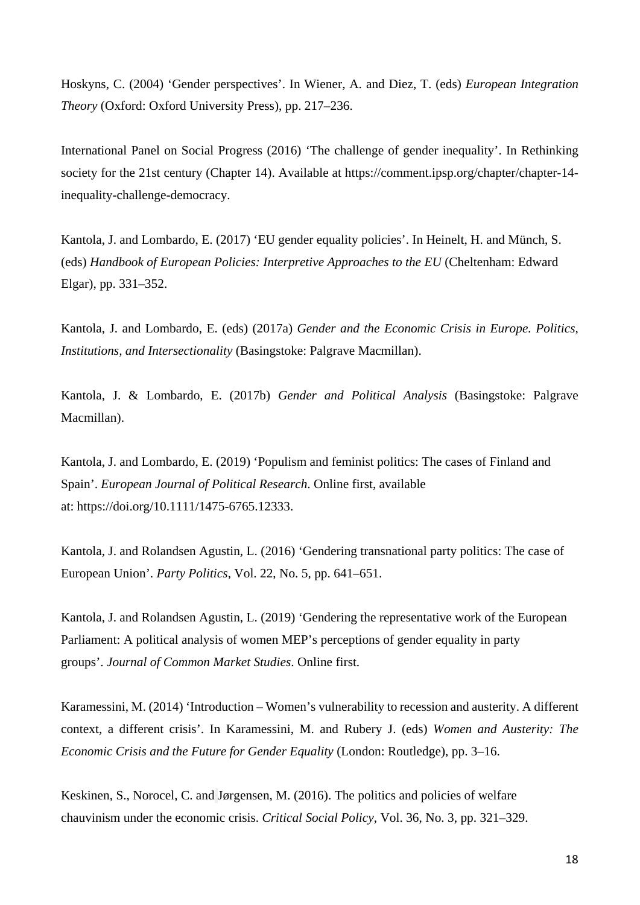Hoskyns, C. (2004) ‘Gender perspectives’. In Wiener, A. and Diez, T. (eds) *European Integration Theory* (Oxford: Oxford University Press), pp. 217–236.

International Panel on Social Progress (2016) ‘The challenge of gender inequality’. In Rethinking society for the 21st century (Chapter 14). Available at https://comment.ipsp.org/chapter/chapter-14-inequality-challenge-democracy.

Kantola, J. and Lombardo, E. (2017) ‘EU gender equality policies’. In Heinelt, H. and Münch, S. (eds) *Handbook of European Policies: Interpretive Approaches to the EU* (Cheltenham: Edward Elgar), pp. 331–352.

Kantola, J. and Lombardo, E. (eds) (2017a) *Gender and the Economic Crisis in Europe. Politics, Institutions, and Intersectionality* (Basingstoke: Palgrave Macmillan).

Kantola, J. & Lombardo, E. (2017b) *Gender and Political Analysis* (Basingstoke: Palgrave Macmillan).

Kantola, J. and Lombardo, E. (2019) ‘Populism and feminist politics: The cases of Finland and Spain’. *European Journal of Political Research*. Online first, available at: https://doi.org/10.1111/1475-6765.12333.

Kantola, J. and Rolandsen Agustin, L. (2016) ‘Gendering transnational party politics: The case of European Union’. *Party Politics*, Vol. 22, No. 5, pp. 641–651.

Kantola, J. and Rolandsen Agustin, L. (2019) ‘Gendering the representative work of the European Parliament: A political analysis of women MEP’s perceptions of gender equality in party groups’. *Journal of Common Market Studies*. Online first.

Karamessini, M. (2014) ‘Introduction – Women’s vulnerability to recession and austerity. A different context, a different crisis’. In Karamessini, M. and Rubery J. (eds) *Women and Austerity: The Economic Crisis and the Future for Gender Equality* (London: Routledge), pp. 3–16.

Keskinen, S., Norocel, C. and Jørgensen, M. (2016). The politics and policies of welfare chauvinism under the economic crisis. *Critical Social Policy*, Vol. 36, No. 3, pp. 321–329.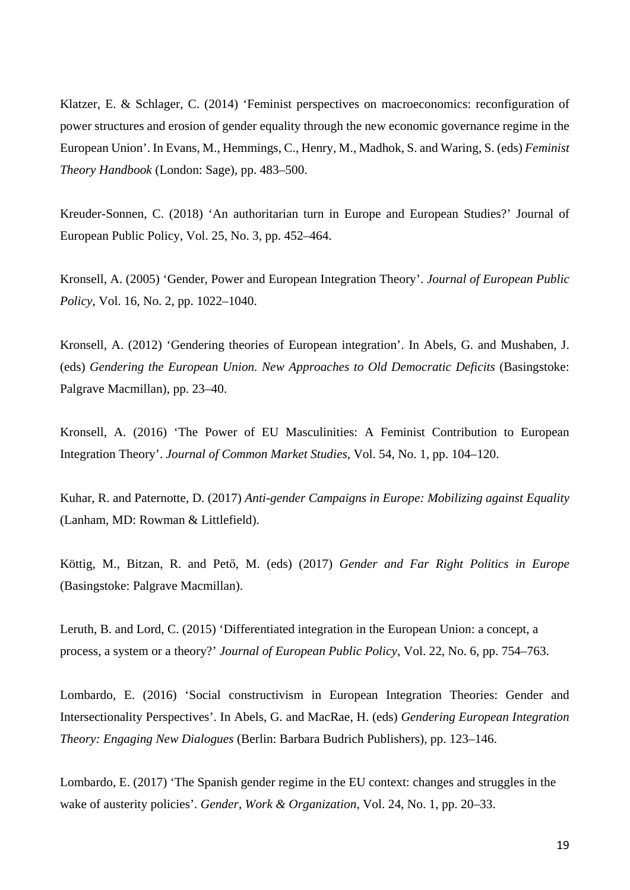Klatzer, E. & Schlager, C. (2014) 'Feminist perspectives on macroeconomics: reconfiguration of power structures and erosion of gender equality through the new economic governance regime in the European Union'. In Evans, M., Hemmings, C., Henry, M., Madhok, S. and Waring, S. (eds) *Feminist Theory Handbook* (London: Sage), pp. 483–500.

Kreuder-Sonnen, C. (2018) 'An authoritarian turn in Europe and European Studies?' Journal of European Public Policy, Vol. 25, No. 3, pp. 452–464.

Kronsell, A. (2005) 'Gender, Power and European Integration Theory'. *Journal of European Public Policy*, Vol. 16, No. 2, pp. 1022–1040.

Kronsell, A. (2012) 'Gendering theories of European integration'. In Abels, G. and Mushaben, J. (eds) *Gendering the European Union. New Approaches to Old Democratic Deficits* (Basingstoke: Palgrave Macmillan), pp. 23–40.

Kronsell, A. (2016) 'The Power of EU Masculinities: A Feminist Contribution to European Integration Theory'. *Journal of Common Market Studies*, Vol. 54, No. 1, pp. 104–120.

Kuhar, R. and Paternotte, D. (2017) *Anti-gender Campaigns in Europe: Mobilizing against Equality* (Lanham, MD: Rowman & Littlefield).

Köttig, M., Bitzan, R. and Pető, M. (eds) (2017) *Gender and Far Right Politics in Europe* (Basingstoke: Palgrave Macmillan).

Leruth, B. and Lord, C. (2015) 'Differentiated integration in the European Union: a concept, a process, a system or a theory?' *Journal of European Public Policy*, Vol. 22, No. 6, pp. 754–763.

Lombardo, E. (2016) 'Social constructivism in European Integration Theories: Gender and Intersectionality Perspectives'. In Abels, G. and MacRae, H. (eds) *Gendering European Integration Theory: Engaging New Dialogues* (Berlin: Barbara Budrich Publishers), pp. 123–146.

Lombardo, E. (2017) 'The Spanish gender regime in the EU context: changes and struggles in the wake of austerity policies'. *Gender, Work & Organization*, Vol. 24, No. 1, pp. 20–33.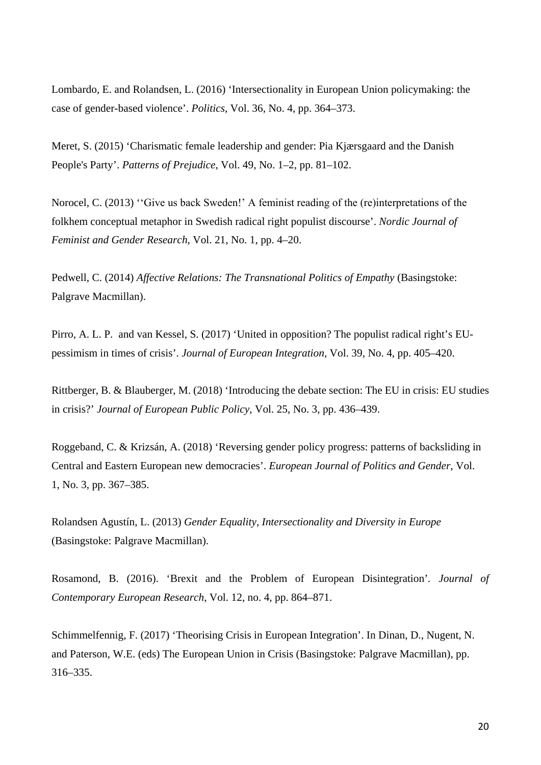Lombardo, E. and Rolandsen, L. (2016) ‘Intersectionality in European Union policymaking: the case of gender-based violence’. *Politics*, Vol. 36, No. 4, pp. 364–373.

Meret, S. (2015) ‘Charismatic female leadership and gender: Pia Kjærsgaard and the Danish People's Party’. *Patterns of Prejudice*, Vol. 49, No. 1–2, pp. 81–102.

Norocel, C. (2013) ‘‘Give us back Sweden!’ A feminist reading of the (re)interpretations of the folkhem conceptual metaphor in Swedish radical right populist discourse’. *Nordic Journal of Feminist and Gender Research*, Vol. 21, No. 1, pp. 4–20.

Pedwell, C. (2014) *Affective Relations: The Transnational Politics of Empathy* (Basingstoke: Palgrave Macmillan).

Pirro, A. L. P. and van Kessel, S. (2017) ‘United in opposition? The populist radical right’s EU-pessimism in times of crisis’. *Journal of European Integration*, Vol. 39, No. 4, pp. 405–420.

Rittberger, B. & Blauberger, M. (2018) ‘Introducing the debate section: The EU in crisis: EU studies in crisis?’ *Journal of European Public Policy*, Vol. 25, No. 3, pp. 436–439.

Roggeband, C. & Krizsán, A. (2018) ‘Reversing gender policy progress: patterns of backsliding in Central and Eastern European new democracies’. *European Journal of Politics and Gender*, Vol. 1, No. 3, pp. 367–385.

Rolandsen Agustín, L. (2013) *Gender Equality, Intersectionality and Diversity in Europe* (Basingstoke: Palgrave Macmillan).

Rosamond, B. (2016). ‘Brexit and the Problem of European Disintegration’. *Journal of Contemporary European Research*, Vol. 12, no. 4, pp. 864–871.

Schimmelfennig, F. (2017) ‘Theorising Crisis in European Integration’. In Dinan, D., Nugent, N. and Paterson, W.E. (eds) The European Union in Crisis (Basingstoke: Palgrave Macmillan), pp. 316–335.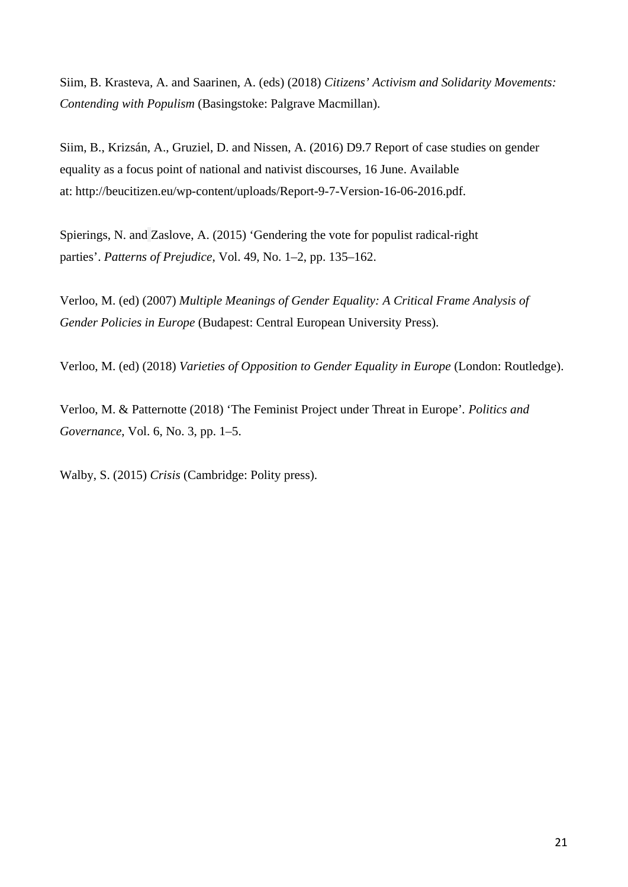Siim, B. Krasteva, A. and Saarinen, A. (eds) (2018) *Citizens' Activism and Solidarity Movements: Contending with Populism* (Basingstoke: Palgrave Macmillan).

Siim, B., Krizsán, A., Gruziel, D. and Nissen, A. (2016) D9.7 Report of case studies on gender equality as a focus point of national and nativist discourses, 16 June. Available at: http://beucitizen.eu/wp-content/uploads/Report-9-7-Version-16-06-2016.pdf.

Spierings, N. and Zaslove, A. (2015) 'Gendering the vote for populist radical-right parties'. *Patterns of Prejudice*, Vol. 49, No. 1–2, pp. 135–162.

Verloo, M. (ed) (2007) *Multiple Meanings of Gender Equality: A Critical Frame Analysis of Gender Policies in Europe* (Budapest: Central European University Press).

Verloo, M. (ed) (2018) *Varieties of Opposition to Gender Equality in Europe* (London: Routledge).

Verloo, M. & Patternotte (2018) 'The Feminist Project under Threat in Europe'. *Politics and Governance*, Vol. 6, No. 3, pp. 1–5.

Walby, S. (2015) *Crisis* (Cambridge: Polity press).